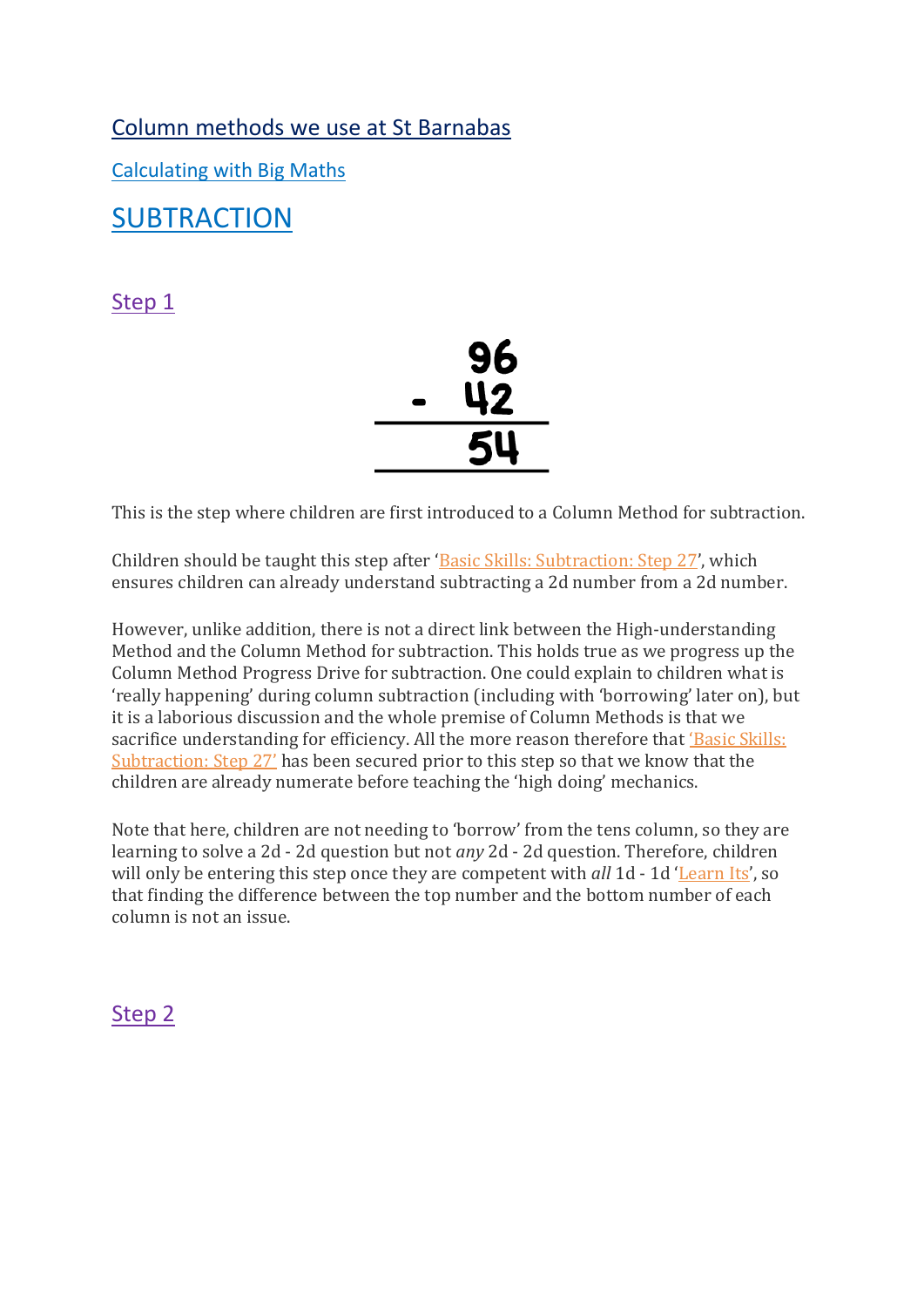# Column methods we use at St Barnabas

## Calculating with Big Maths

## SUBTRACTION

### Step 1

$$\begin{array}{r} 96 \\ -\ 42 \\ \hline 54 \\ \hline \end{array}$$

This is the step where children are first introduced to a Column Method for subtraction.

Children should be taught this step after 'Basic Skills: Subtraction: Step 27', which ensures children can already understand subtracting a 2d number from a 2d number.

However, unlike addition, there is not a direct link between the High-understanding Method and the Column Method for subtraction. This holds true as we progress up the Column Method Progress Drive for subtraction. One could explain to children what is 'really happening' during column subtraction (including with 'borrowing' later on), but it is a laborious discussion and the whole premise of Column Methods is that we sacrifice understanding for efficiency. All the more reason therefore that 'Basic Skills: Subtraction: Step 27' has been secured prior to this step so that we know that the children are already numerate before teaching the 'high doing' mechanics.

Note that here, children are not needing to 'borrow' from the tens column, so they are learning to solve a 2d - 2d question but not *any* 2d - 2d question. Therefore, children will only be entering this step once they are competent with *all* 1d - 1d 'Learn Its', so that finding the difference between the top number and the bottom number of each column is not an issue.

### Step 2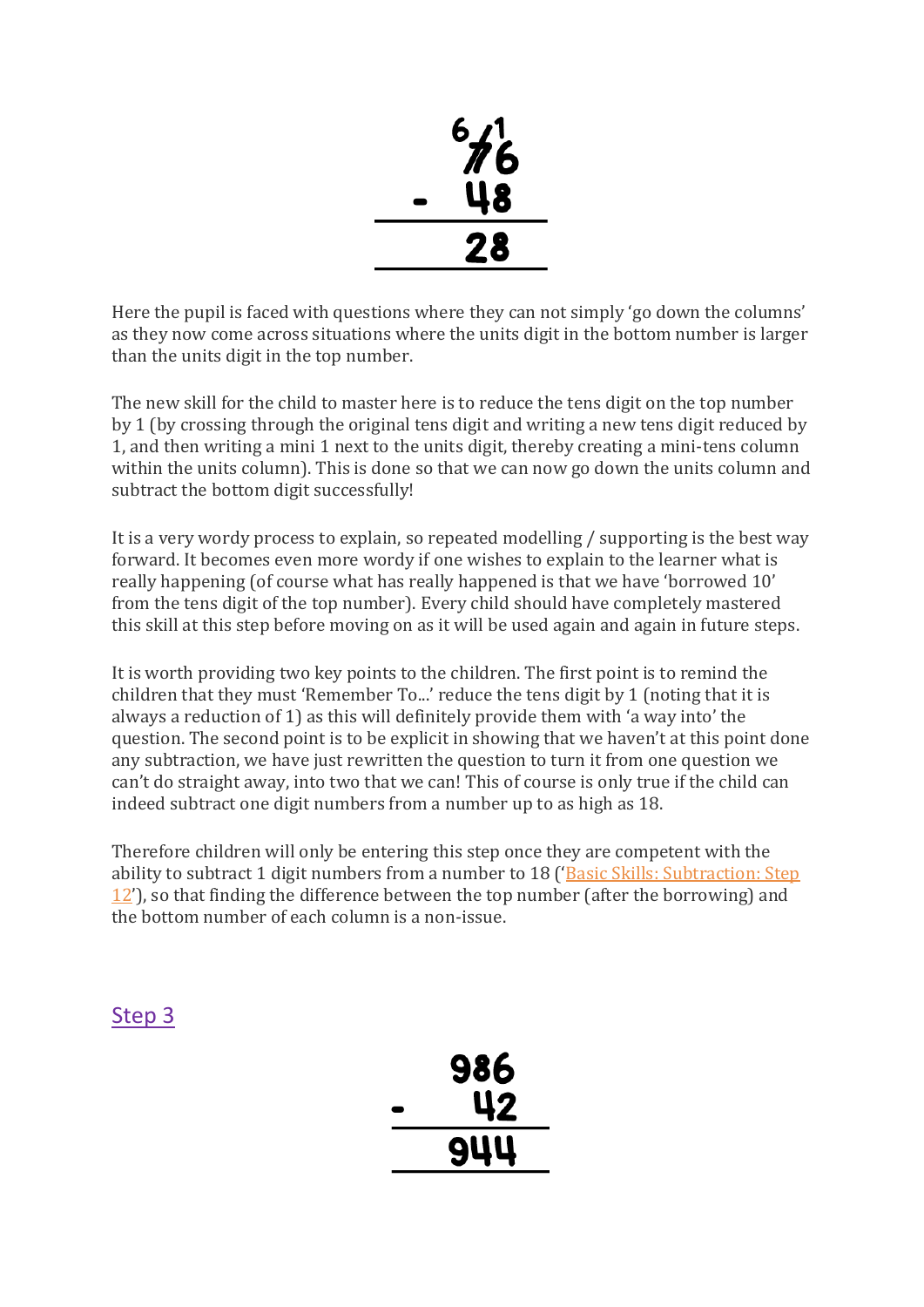$$
\begin{array}{r}
{}^{6}\!\not{7}\,{}^{1}6 \\
-\ 48 \\
\hline
28 \\
\hline
\end{array}
$$

Here the pupil is faced with questions where they can not simply 'go down the columns' as they now come across situations where the units digit in the bottom number is larger than the units digit in the top number.

The new skill for the child to master here is to reduce the tens digit on the top number by 1 (by crossing through the original tens digit and writing a new tens digit reduced by 1, and then writing a mini 1 next to the units digit, thereby creating a mini-tens column within the units column). This is done so that we can now go down the units column and subtract the bottom digit successfully!

It is a very wordy process to explain, so repeated modelling / supporting is the best way forward. It becomes even more wordy if one wishes to explain to the learner what is really happening (of course what has really happened is that we have 'borrowed 10' from the tens digit of the top number). Every child should have completely mastered this skill at this step before moving on as it will be used again and again in future steps.

It is worth providing two key points to the children. The first point is to remind the children that they must 'Remember To...' reduce the tens digit by 1 (noting that it is always a reduction of 1) as this will definitely provide them with 'a way into' the question. The second point is to be explicit in showing that we haven't at this point done any subtraction, we have just rewritten the question to turn it from one question we can't do straight away, into two that we can! This of course is only true if the child can indeed subtract one digit numbers from a number up to as high as 18.

Therefore children will only be entering this step once they are competent with the ability to subtract 1 digit numbers from a number to 18 ('Basic Skills: Subtraction: Step 12'), so that finding the difference between the top number (after the borrowing) and the bottom number of each column is a non-issue.

## Step 3

$$
\begin{array}{r}
986 \\
-\ 42 \\
\hline
944 \\
\hline
\end{array}
$$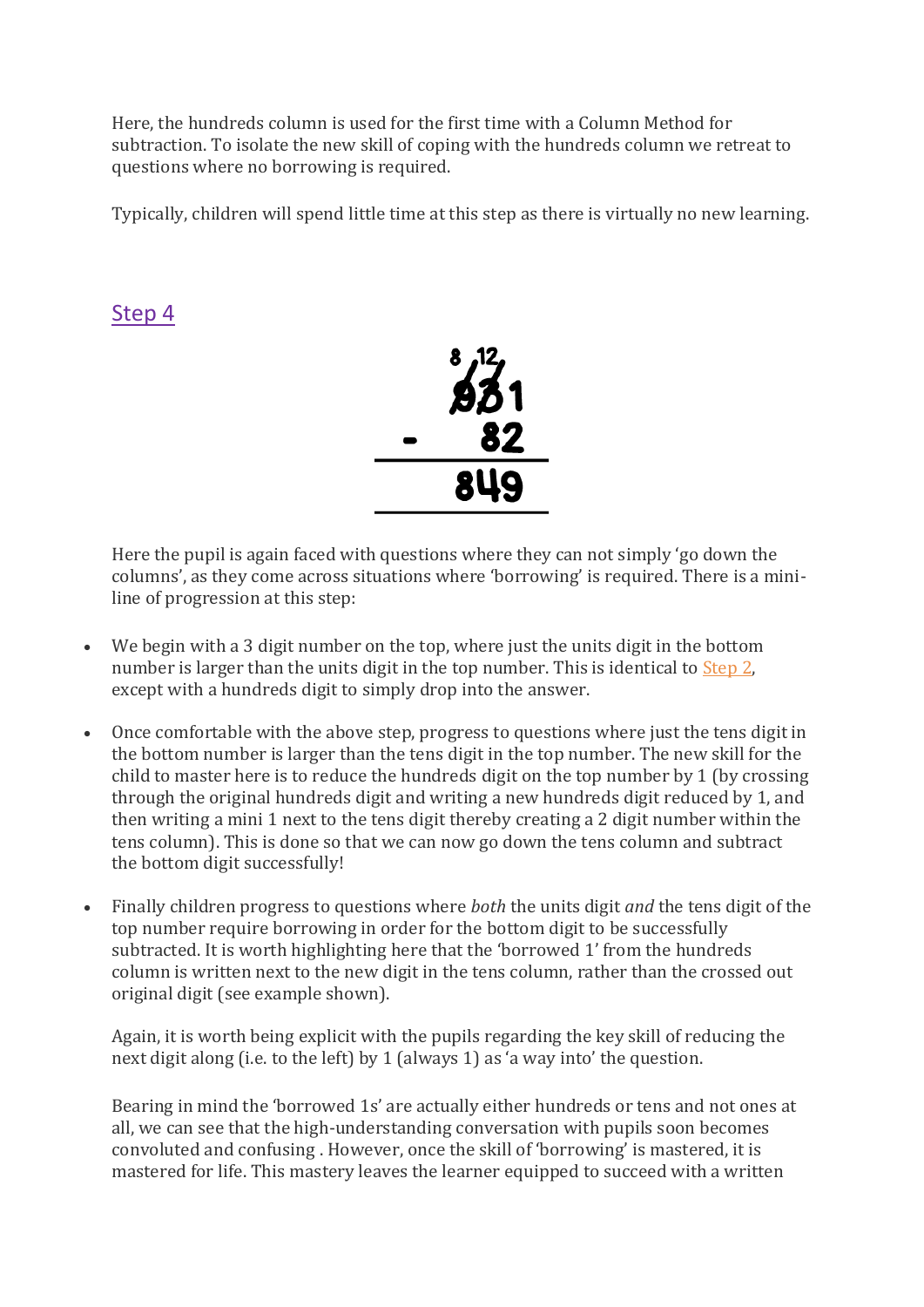Here, the hundreds column is used for the first time with a Column Method for subtraction. To isolate the new skill of coping with the hundreds column we retreat to questions where no borrowing is required.

Typically, children will spend little time at this step as there is virtually no new learning.

## Step 4

```
  8 12
  9 3 1
-   8 2
-------
  8 4 9
```

Here the pupil is again faced with questions where they can not simply 'go down the columns', as they come across situations where 'borrowing' is required. There is a mini-line of progression at this step:

- We begin with a 3 digit number on the top, where just the units digit in the bottom number is larger than the units digit in the top number. This is identical to Step 2, except with a hundreds digit to simply drop into the answer.
- Once comfortable with the above step, progress to questions where just the tens digit in the bottom number is larger than the tens digit in the top number. The new skill for the child to master here is to reduce the hundreds digit on the top number by 1 (by crossing through the original hundreds digit and writing a new hundreds digit reduced by 1, and then writing a mini 1 next to the tens digit thereby creating a 2 digit number within the tens column). This is done so that we can now go down the tens column and subtract the bottom digit successfully!
- Finally children progress to questions where *both* the units digit *and* the tens digit of the top number require borrowing in order for the bottom digit to be successfully subtracted. It is worth highlighting here that the 'borrowed 1' from the hundreds column is written next to the new digit in the tens column, rather than the crossed out original digit (see example shown).

  Again, it is worth being explicit with the pupils regarding the key skill of reducing the next digit along (i.e. to the left) by 1 (always 1) as 'a way into' the question.

  Bearing in mind the 'borrowed 1s' are actually either hundreds or tens and not ones at all, we can see that the high-understanding conversation with pupils soon becomes convoluted and confusing . However, once the skill of 'borrowing' is mastered, it is mastered for life. This mastery leaves the learner equipped to succeed with a written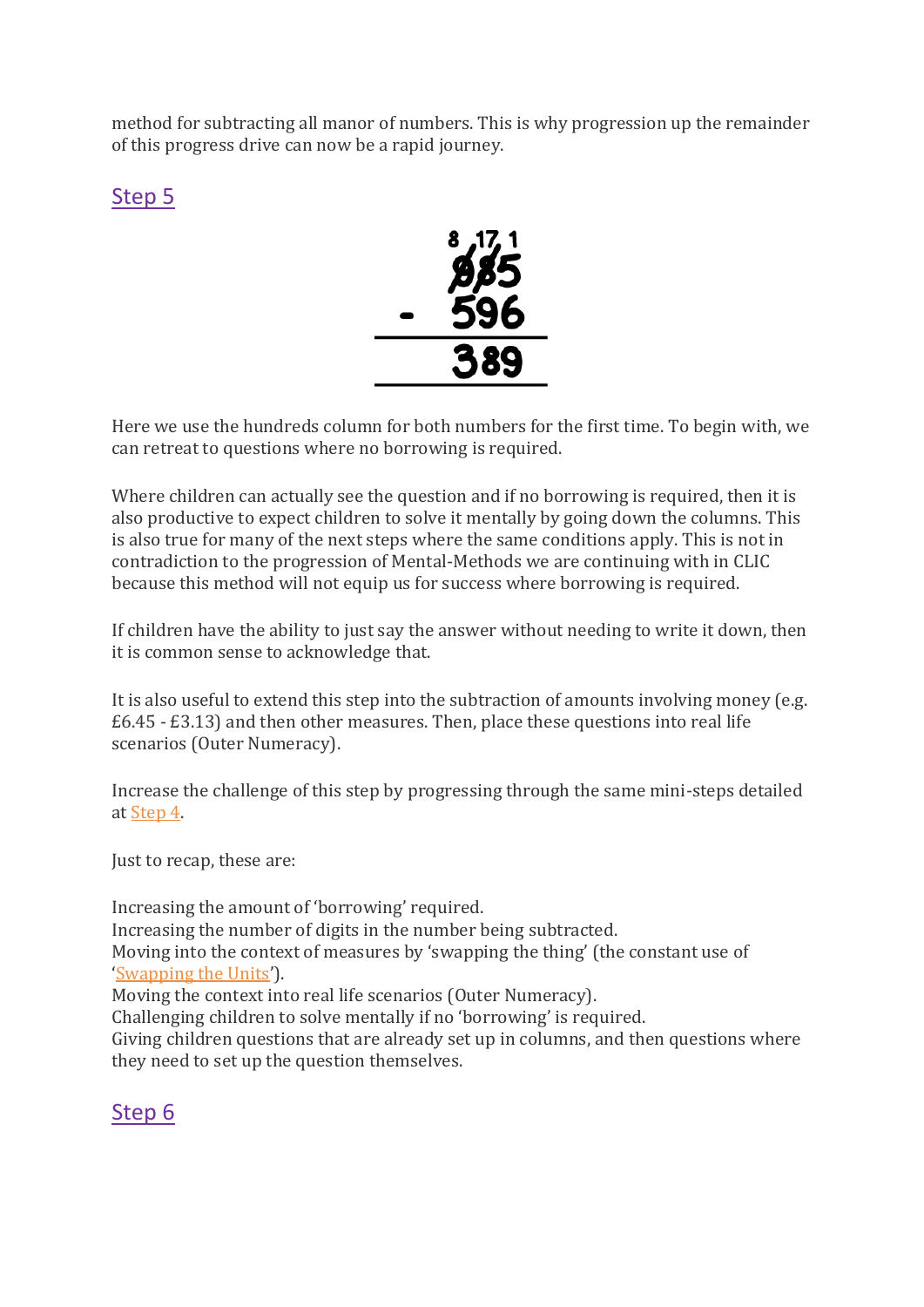method for subtracting all manor of numbers. This is why progression up the remainder of this progress drive can now be a rapid journey.

## Step 5

$$\begin{array}{r} {}^{8}\;{}^{17}\;{}^{1} \\ 985 \\ -\;596 \\ \hline 389 \\ \hline \end{array}$$

Here we use the hundreds column for both numbers for the first time. To begin with, we can retreat to questions where no borrowing is required.

Where children can actually see the question and if no borrowing is required, then it is also productive to expect children to solve it mentally by going down the columns. This is also true for many of the next steps where the same conditions apply. This is not in contradiction to the progression of Mental-Methods we are continuing with in CLIC because this method will not equip us for success where borrowing is required.

If children have the ability to just say the answer without needing to write it down, then it is common sense to acknowledge that.

It is also useful to extend this step into the subtraction of amounts involving money (e.g. £6.45 - £3.13) and then other measures. Then, place these questions into real life scenarios (Outer Numeracy).

Increase the challenge of this step by progressing through the same mini-steps detailed at Step 4.

Just to recap, these are:

Increasing the amount of 'borrowing' required.
Increasing the number of digits in the number being subtracted.
Moving into the context of measures by 'swapping the thing' (the constant use of 'Swapping the Units').
Moving the context into real life scenarios (Outer Numeracy).
Challenging children to solve mentally if no 'borrowing' is required.
Giving children questions that are already set up in columns, and then questions where they need to set up the question themselves.

## Step 6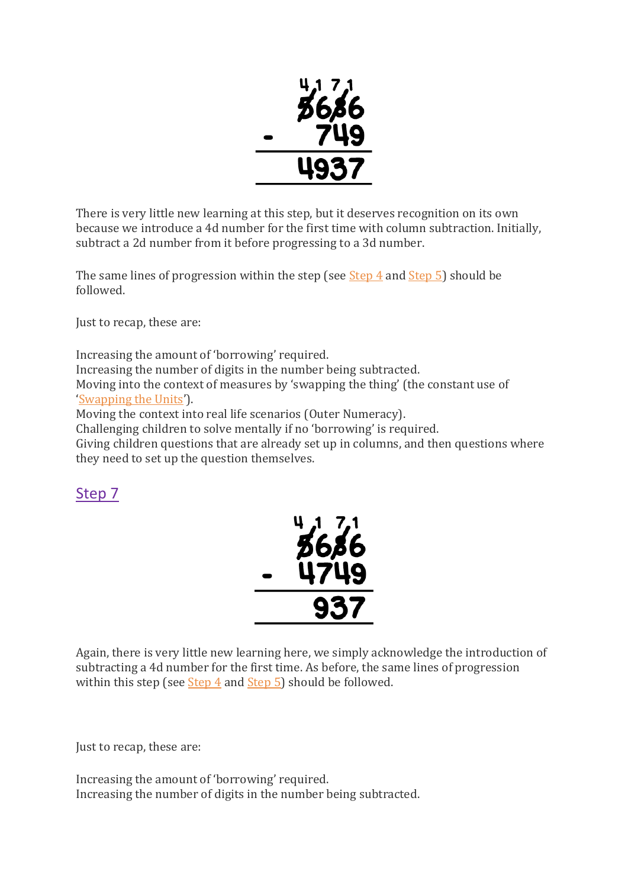There is very little new learning at this step, but it deserves recognition on its own because we introduce a 4d number for the first time with column subtraction. Initially, subtract a 2d number from it before progressing to a 3d number.

The same lines of progression within the step (see Step 4 and Step 5) should be followed.

Just to recap, these are:

Increasing the amount of 'borrowing' required.
Increasing the number of digits in the number being subtracted.
Moving into the context of measures by 'swapping the thing' (the constant use of 'Swapping the Units').
Moving the context into real life scenarios (Outer Numeracy).
Challenging children to solve mentally if no 'borrowing' is required.
Giving children questions that are already set up in columns, and then questions where they need to set up the question themselves.

## Step 7

Again, there is very little new learning here, we simply acknowledge the introduction of subtracting a 4d number for the first time. As before, the same lines of progression within this step (see Step 4 and Step 5) should be followed.

Just to recap, these are:

Increasing the amount of 'borrowing' required.
Increasing the number of digits in the number being subtracted.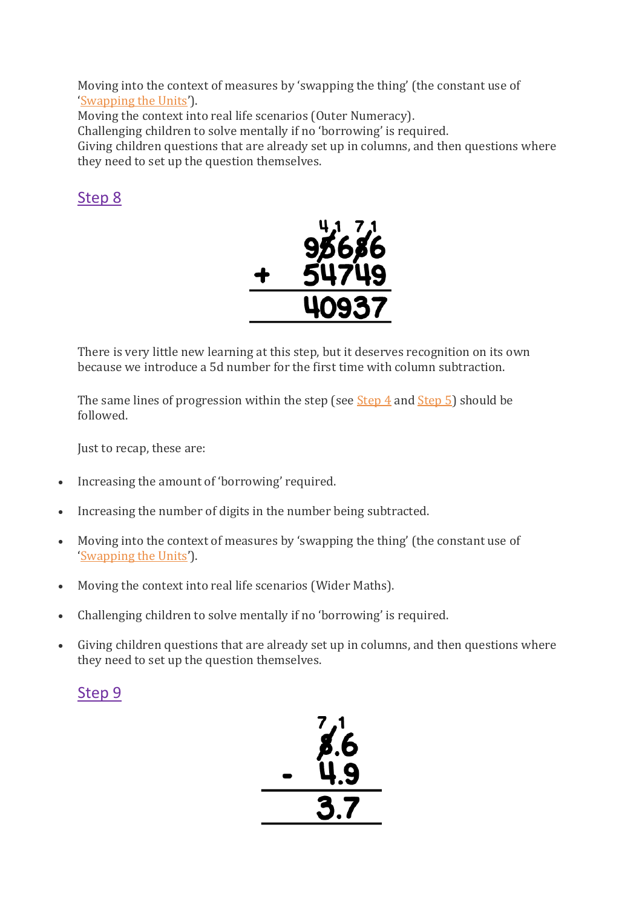Moving into the context of measures by 'swapping the thing' (the constant use of 'Swapping the Units').
Moving the context into real life scenarios (Outer Numeracy).
Challenging children to solve mentally if no 'borrowing' is required.
Giving children questions that are already set up in columns, and then questions where they need to set up the question themselves.

## Step 8

```
    4 1  7 1
    9 5  6 8  6
+   5 4  7 4  9
---------------
    4 0  9 3  7
---------------
```

(The 5 and 8 in the top number are crossed out, with 4 and 7 written above them and a small 1 carried to the next digit.)

There is very little new learning at this step, but it deserves recognition on its own because we introduce a 5d number for the first time with column subtraction.

The same lines of progression within the step (see Step 4 and Step 5) should be followed.

Just to recap, these are:

- Increasing the amount of 'borrowing' required.
- Increasing the number of digits in the number being subtracted.
- Moving into the context of measures by 'swapping the thing' (the constant use of 'Swapping the Units').
- Moving the context into real life scenarios (Wider Maths).
- Challenging children to solve mentally if no 'borrowing' is required.
- Giving children questions that are already set up in columns, and then questions where they need to set up the question themselves.

## Step 9

```
   7 1
   8.6
-  4.9
------
   3.7
------
```

(The 8 is crossed out, with 7 written above it and a small 1 carried to the 6.)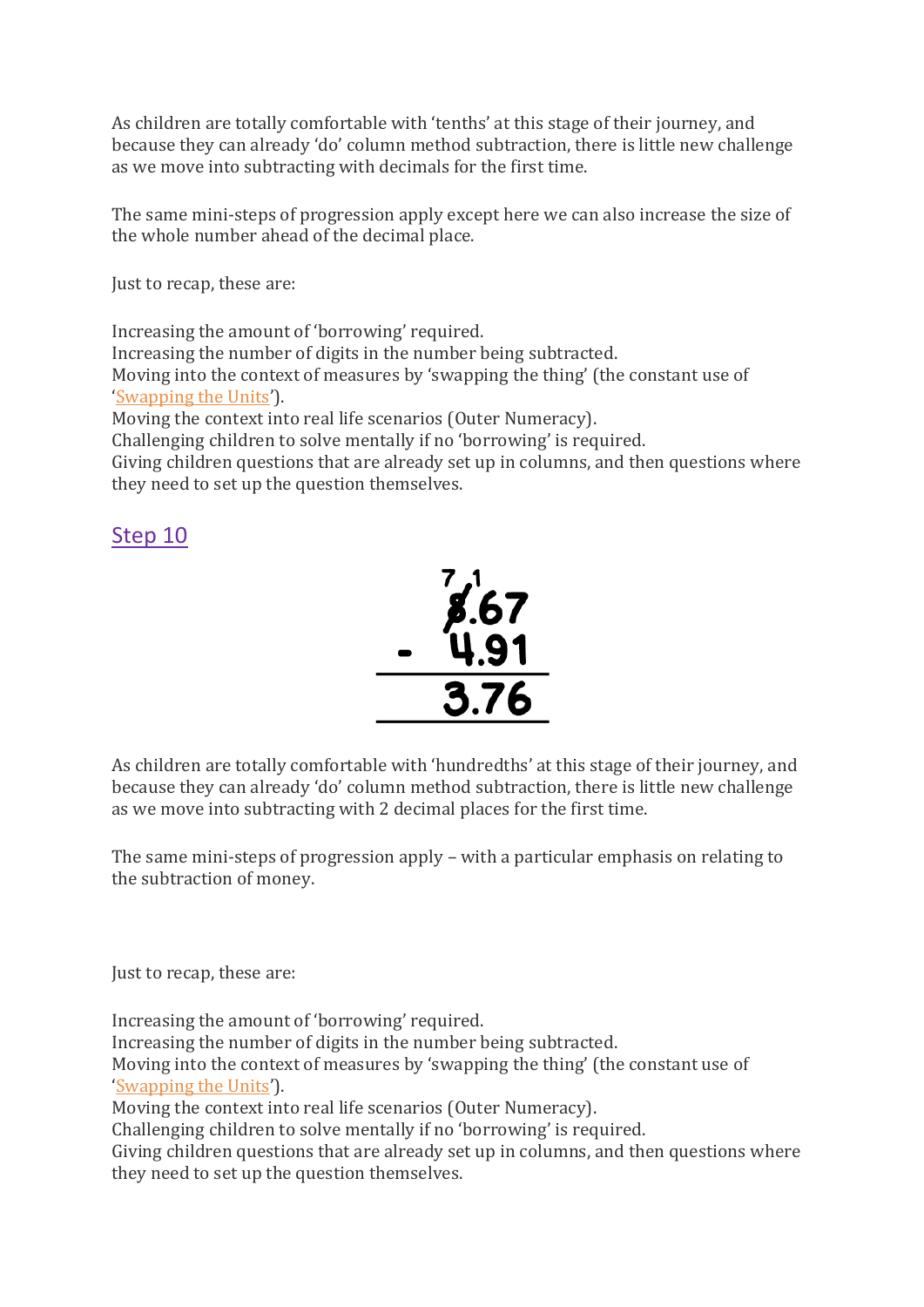As children are totally comfortable with 'tenths' at this stage of their journey, and because they can already 'do' column method subtraction, there is little new challenge as we move into subtracting with decimals for the first time.

The same mini-steps of progression apply except here we can also increase the size of the whole number ahead of the decimal place.

Just to recap, these are:

Increasing the amount of 'borrowing' required.
Increasing the number of digits in the number being subtracted.
Moving into the context of measures by 'swapping the thing' (the constant use of 'Swapping the Units').
Moving the context into real life scenarios (Outer Numeracy).
Challenging children to solve mentally if no 'borrowing' is required.
Giving children questions that are already set up in columns, and then questions where they need to set up the question themselves.

## Step 10

```
   7 1
   8.67
-  4.91
   3.76
```

As children are totally comfortable with 'hundredths' at this stage of their journey, and because they can already 'do' column method subtraction, there is little new challenge as we move into subtracting with 2 decimal places for the first time.

The same mini-steps of progression apply – with a particular emphasis on relating to the subtraction of money.

Just to recap, these are:

Increasing the amount of 'borrowing' required.
Increasing the number of digits in the number being subtracted.
Moving into the context of measures by 'swapping the thing' (the constant use of 'Swapping the Units').
Moving the context into real life scenarios (Outer Numeracy).
Challenging children to solve mentally if no 'borrowing' is required.
Giving children questions that are already set up in columns, and then questions where they need to set up the question themselves.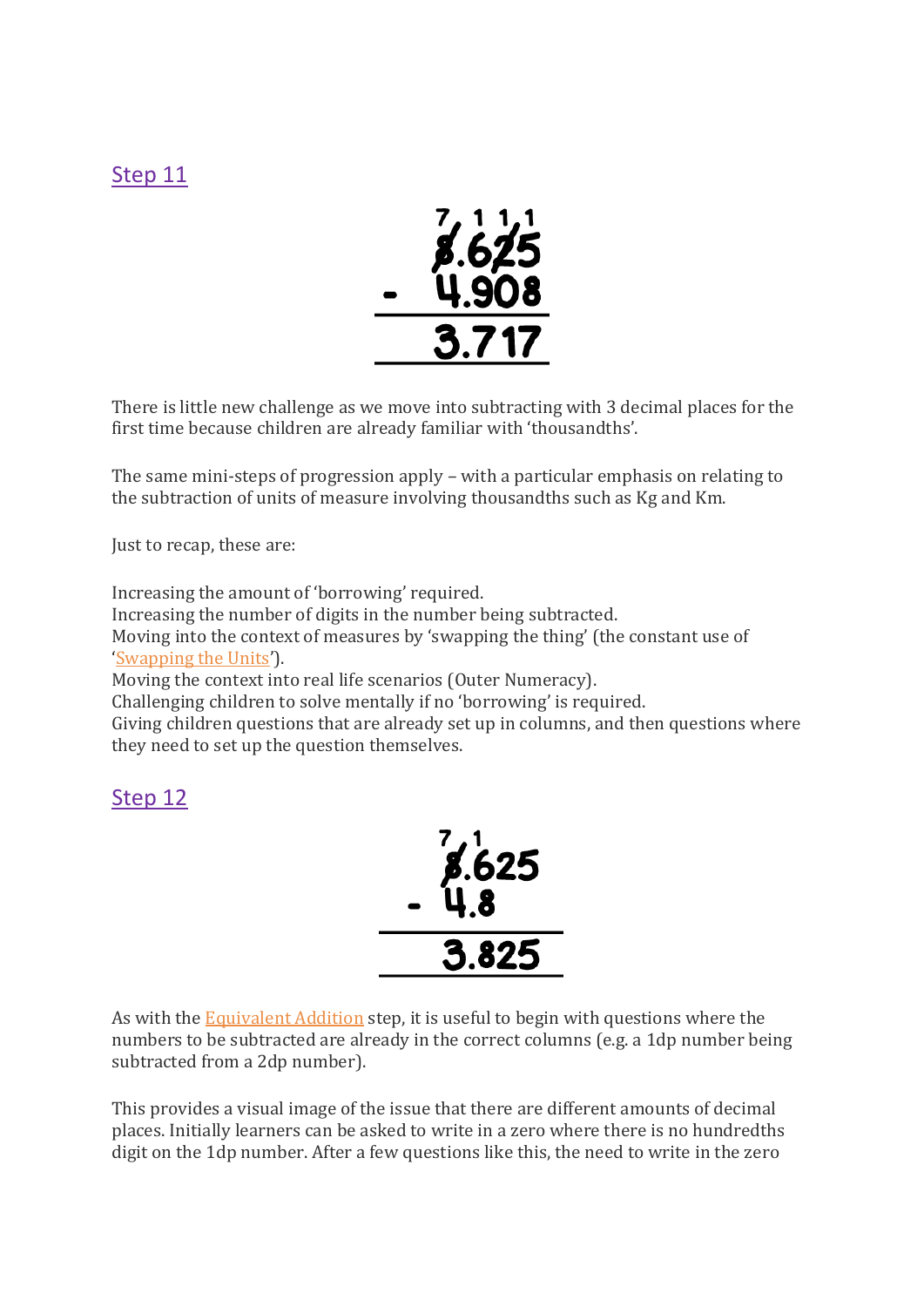## Step 11

$$
\begin{array}{r}
\overset{7}{\cancel{8}}.6\overset{1}{\cancel{2}}5 \\
-\ 4.908 \\
\hline
3.717 \\
\hline
\end{array}
$$

There is little new challenge as we move into subtracting with 3 decimal places for the first time because children are already familiar with 'thousandths'.

The same mini-steps of progression apply – with a particular emphasis on relating to the subtraction of units of measure involving thousandths such as Kg and Km.

Just to recap, these are:

Increasing the amount of 'borrowing' required.
Increasing the number of digits in the number being subtracted.
Moving into the context of measures by 'swapping the thing' (the constant use of 'Swapping the Units').
Moving the context into real life scenarios (Outer Numeracy).
Challenging children to solve mentally if no 'borrowing' is required.
Giving children questions that are already set up in columns, and then questions where they need to set up the question themselves.

## Step 12

$$
\begin{array}{r}
\overset{7}{\cancel{8}}.625 \\
-\ 4.8\phantom{25} \\
\hline
3.825 \\
\hline
\end{array}
$$

As with the Equivalent Addition step, it is useful to begin with questions where the numbers to be subtracted are already in the correct columns (e.g. a 1dp number being subtracted from a 2dp number).

This provides a visual image of the issue that there are different amounts of decimal places. Initially learners can be asked to write in a zero where there is no hundredths digit on the 1dp number. After a few questions like this, the need to write in the zero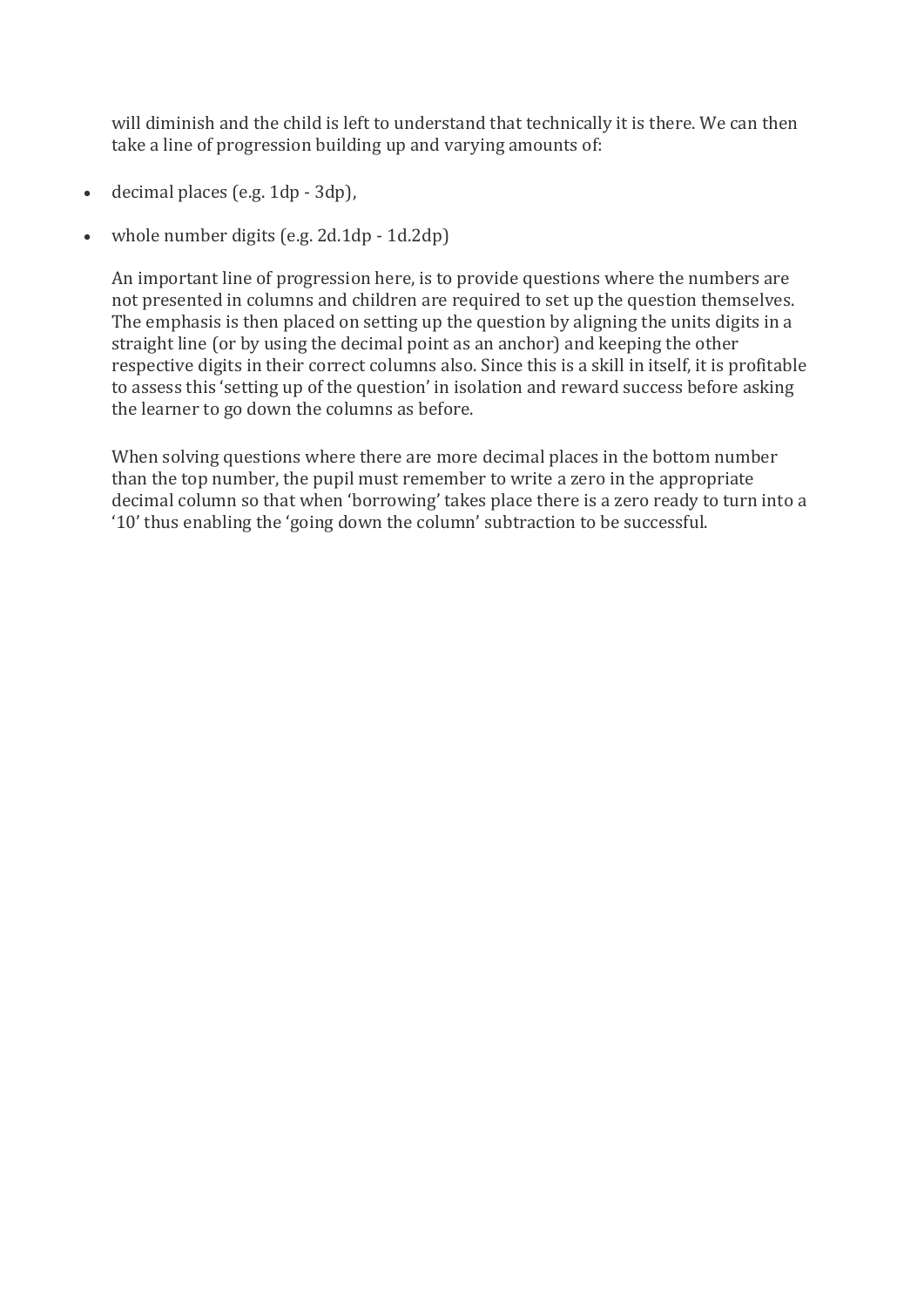will diminish and the child is left to understand that technically it is there. We can then take a line of progression building up and varying amounts of:

- decimal places (e.g. 1dp - 3dp),
- whole number digits (e.g. 2d.1dp - 1d.2dp)

An important line of progression here, is to provide questions where the numbers are not presented in columns and children are required to set up the question themselves. The emphasis is then placed on setting up the question by aligning the units digits in a straight line (or by using the decimal point as an anchor) and keeping the other respective digits in their correct columns also. Since this is a skill in itself, it is profitable to assess this 'setting up of the question' in isolation and reward success before asking the learner to go down the columns as before.

When solving questions where there are more decimal places in the bottom number than the top number, the pupil must remember to write a zero in the appropriate decimal column so that when 'borrowing' takes place there is a zero ready to turn into a '10' thus enabling the 'going down the column' subtraction to be successful.